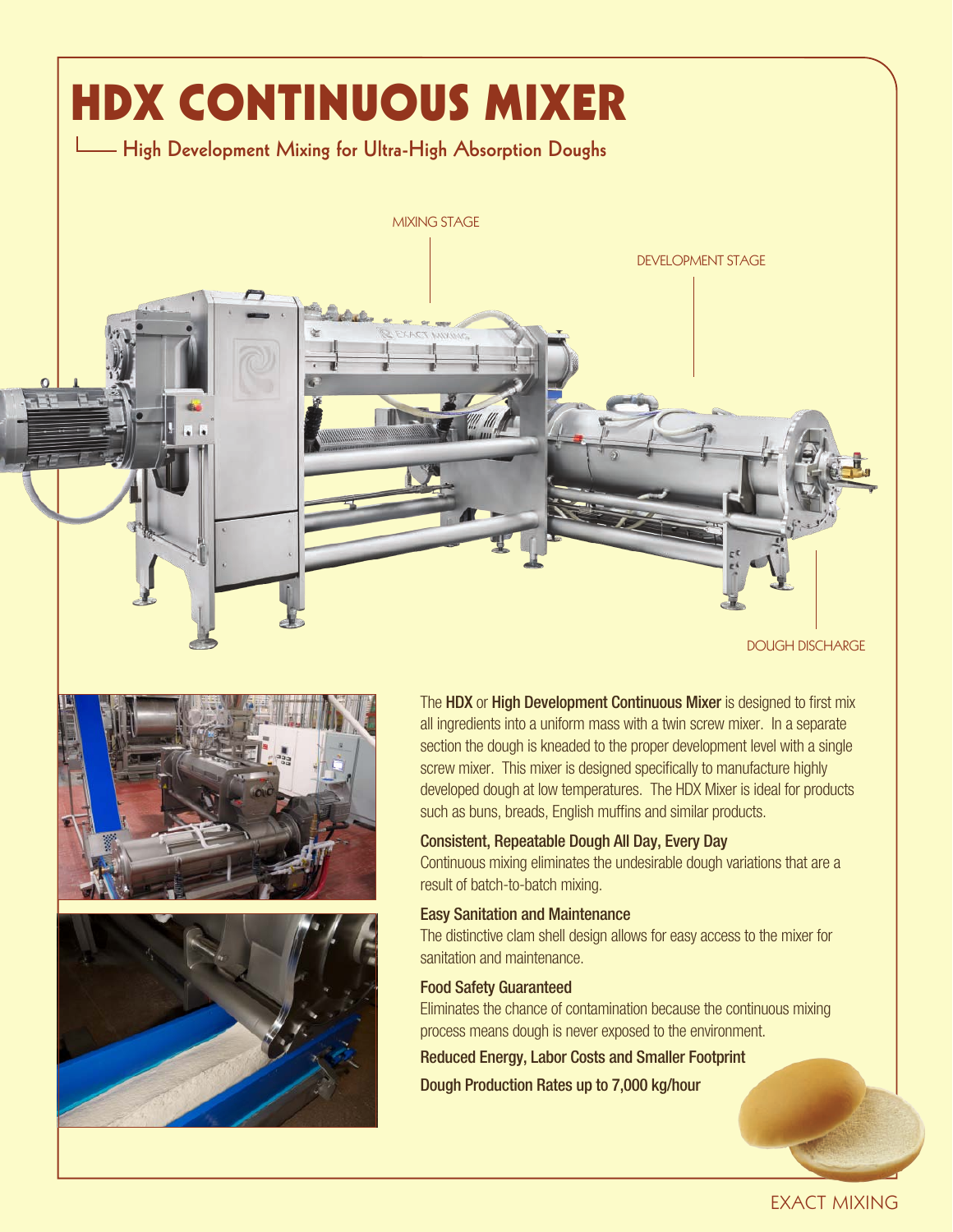# HDX CONTINUOUS MIXER

## High Development Mixing for Ultra-High Absorption Doughs

MIXING STAGE

DEVELOPMENT STAGE

DOUGH DISCHARGE

The **HDX** or **High Development Continuous Mixer** is designed to first mix all ingredients into a uniform mass with a twin screw mixer. In a separate section the dough is kneaded to the proper development level with a single screw mixer. This mixer is designed specifically to manufacture highly developed dough at low temperatures. The HDX Mixer is ideal for products such as buns, breads, English muffins and similar products.

### Consistent, Repeatable Dough All Day, Every Day

Continuous mixing eliminates the undesirable dough variations that are a result of batch-to-batch mixing.

### Easy Sanitation and Maintenance

The distinctive clam shell design allows for easy access to the mixer for sanitation and maintenance.

### Food Safety Guaranteed

Eliminates the chance of contamination because the continuous mixing process means dough is never exposed to the environment.

### Reduced Energy, Labor Costs and Smaller Footprint

### Dough Production Rates up to 7,000 kg/hour

EXACT MIXING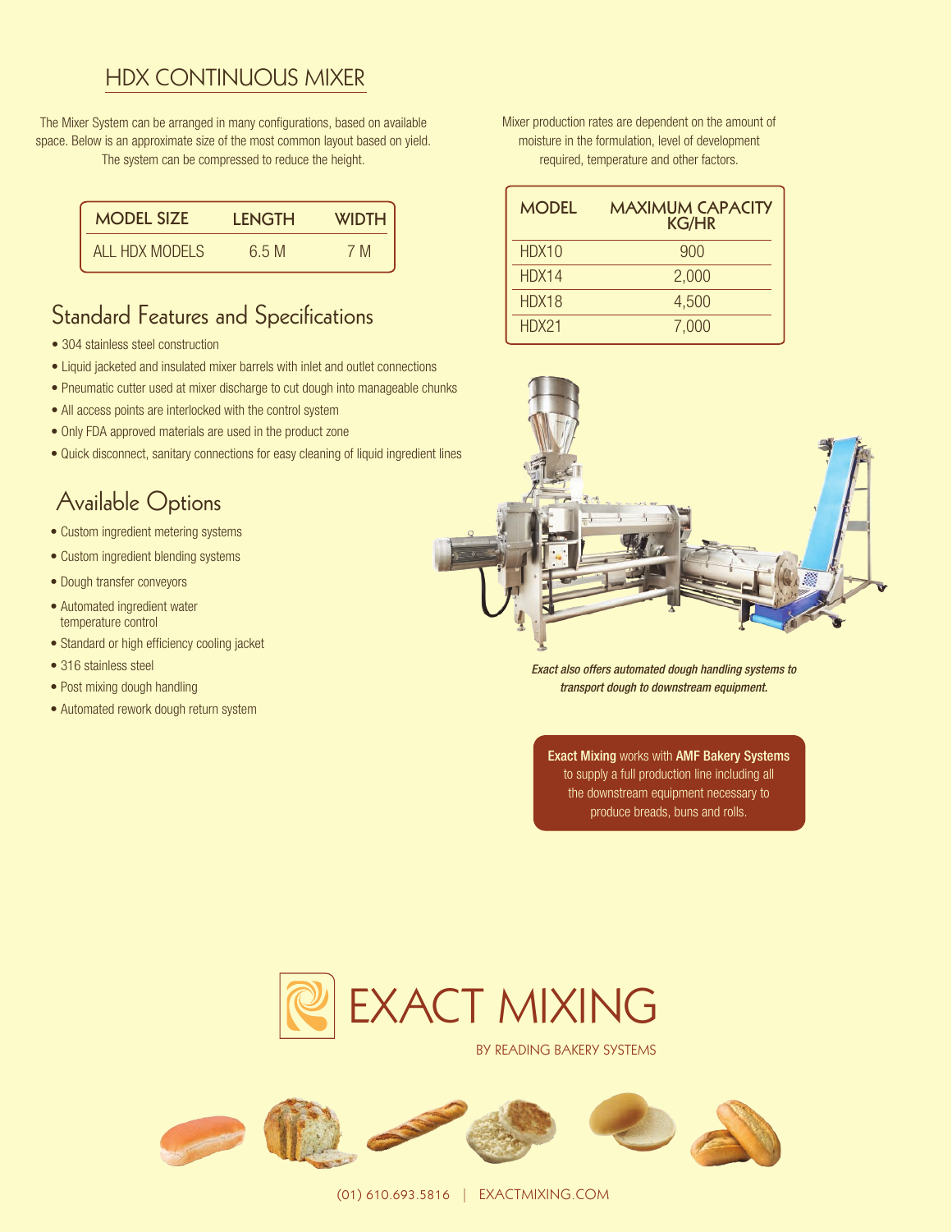# HDX CONTINUOUS MIXER

The Mixer System can be arranged in many configurations, based on available space. Below is an approximate size of the most common layout based on yield. The system can be compressed to reduce the height.

| MODEL SIZE | LENGTH | WIDTH |
|---|---|---|
| ALL HDX MODELS | 6.5 M | 7 M |

## Standard Features and Specifications

- 304 stainless steel construction
- Liquid jacketed and insulated mixer barrels with inlet and outlet connections
- Pneumatic cutter used at mixer discharge to cut dough into manageable chunks
- All access points are interlocked with the control system
- Only FDA approved materials are used in the product zone
- Quick disconnect, sanitary connections for easy cleaning of liquid ingredient lines

## Available Options

- Custom ingredient metering systems
- Custom ingredient blending systems
- Dough transfer conveyors
- Automated ingredient water temperature control
- Standard or high efficiency cooling jacket
- 316 stainless steel
- Post mixing dough handling
- Automated rework dough return system

Mixer production rates are dependent on the amount of moisture in the formulation, level of development required, temperature and other factors.

| MODEL | MAXIMUM CAPACITY KG/HR |
|---|---|
| HDX10 | 900 |
| HDX14 | 2,000 |
| HDX18 | 4,500 |
| HDX21 | 7,000 |

*Exact also offers automated dough handling systems to transport dough to downstream equipment.*

**Exact Mixing** works with **AMF Bakery Systems** to supply a full production line including all the downstream equipment necessary to produce breads, buns and rolls.

EXACT MIXING

BY READING BAKERY SYSTEMS

(01) 610.693.5816 | EXACTMIXING.COM